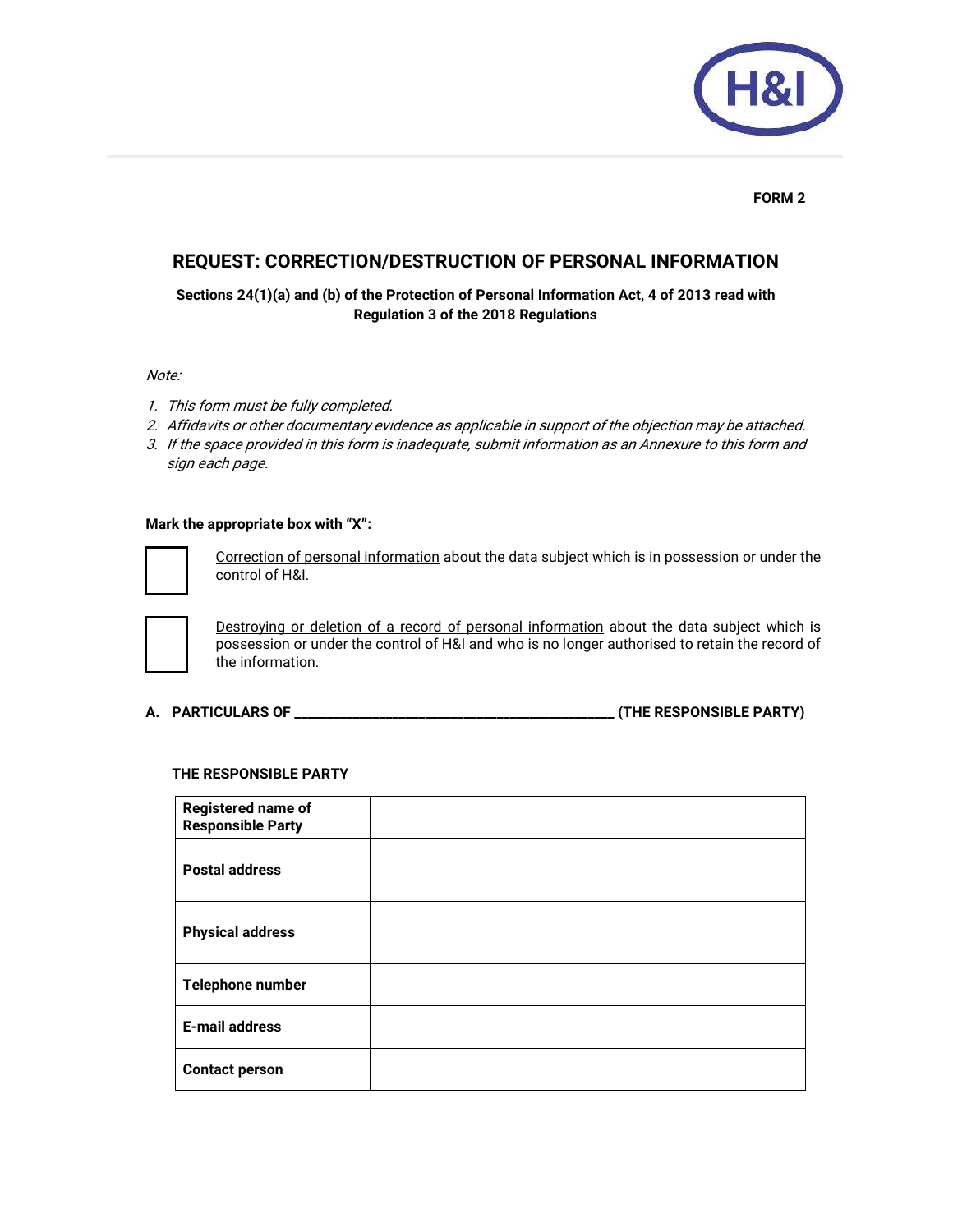**FORM 2**

## REQUEST: CORRECTION/DESTRUCTION OF PERSONAL INFORMATION

**Sections 24(1)(a) and (b) of the Protection of Personal Information Act, 4 of 2013 read with Regulation 3 of the 2018 Regulations**

*Note:*

1. *This form must be fully completed.*
2. *Affidavits or other documentary evidence as applicable in support of the objection may be attached.*
3. *If the space provided in this form is inadequate, submit information as an Annexure to this form and sign each page.*

**Mark the appropriate box with "X":**

☐ Correction of personal information about the data subject which is in possession or under the control of H&I.

☐ Destroying or deletion of a record of personal information about the data subject which is possession or under the control of H&I and who is no longer authorised to retain the record of the information.

**A. PARTICULARS OF \_\_\_\_\_\_\_\_\_\_\_\_\_\_\_\_\_\_\_\_\_\_\_\_\_\_\_\_\_\_\_\_\_\_\_\_\_\_\_\_ (THE RESPONSIBLE PARTY)**

**THE RESPONSIBLE PARTY**

| | |
|---|---|
| **Registered name of Responsible Party** | |
| **Postal address** | |
| **Physical address** | |
| **Telephone number** | |
| **E-mail address** | |
| **Contact person** | |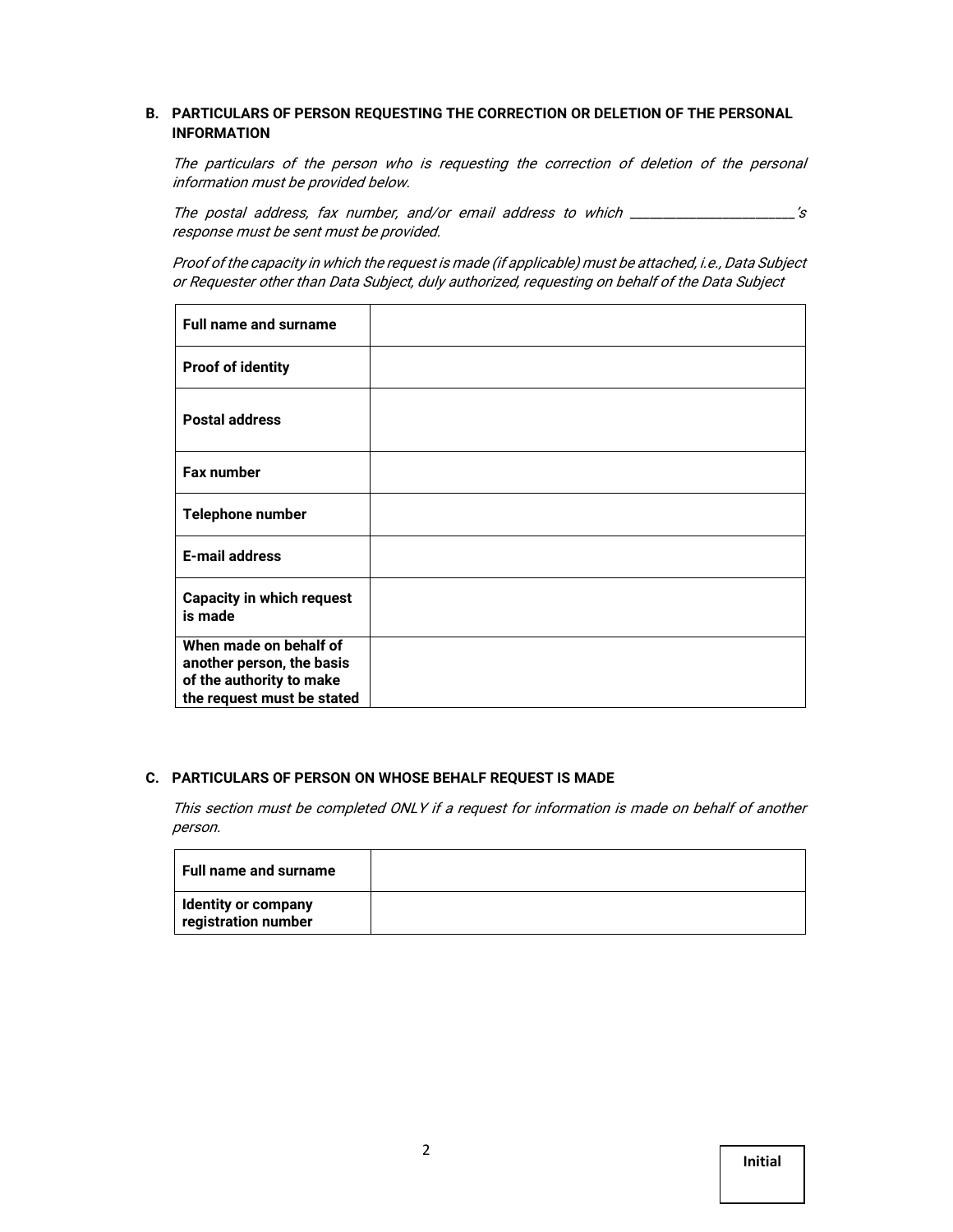### B. PARTICULARS OF PERSON REQUESTING THE CORRECTION OR DELETION OF THE PERSONAL INFORMATION

*The particulars of the person who is requesting the correction of deletion of the personal information must be provided below.*

*The postal address, fax number, and/or email address to which \_\_\_\_\_\_\_\_\_\_\_\_\_\_\_\_\_\_\_\_\_\_'s response must be sent must be provided.*

*Proof of the capacity in which the request is made (if applicable) must be attached, i.e., Data Subject or Requester other than Data Subject, duly authorized, requesting on behalf of the Data Subject*

| | |
|---|---|
| **Full name and surname** | |
| **Proof of identity** | |
| **Postal address** | |
| **Fax number** | |
| **Telephone number** | |
| **E-mail address** | |
| **Capacity in which request is made** | |
| **When made on behalf of another person, the basis of the authority to make the request must be stated** | |

### C. PARTICULARS OF PERSON ON WHOSE BEHALF REQUEST IS MADE

*This section must be completed ONLY if a request for information is made on behalf of another person.*

| | |
|---|---|
| **Full name and surname** | |
| **Identity or company registration number** | |

| Initial |
|---|
| |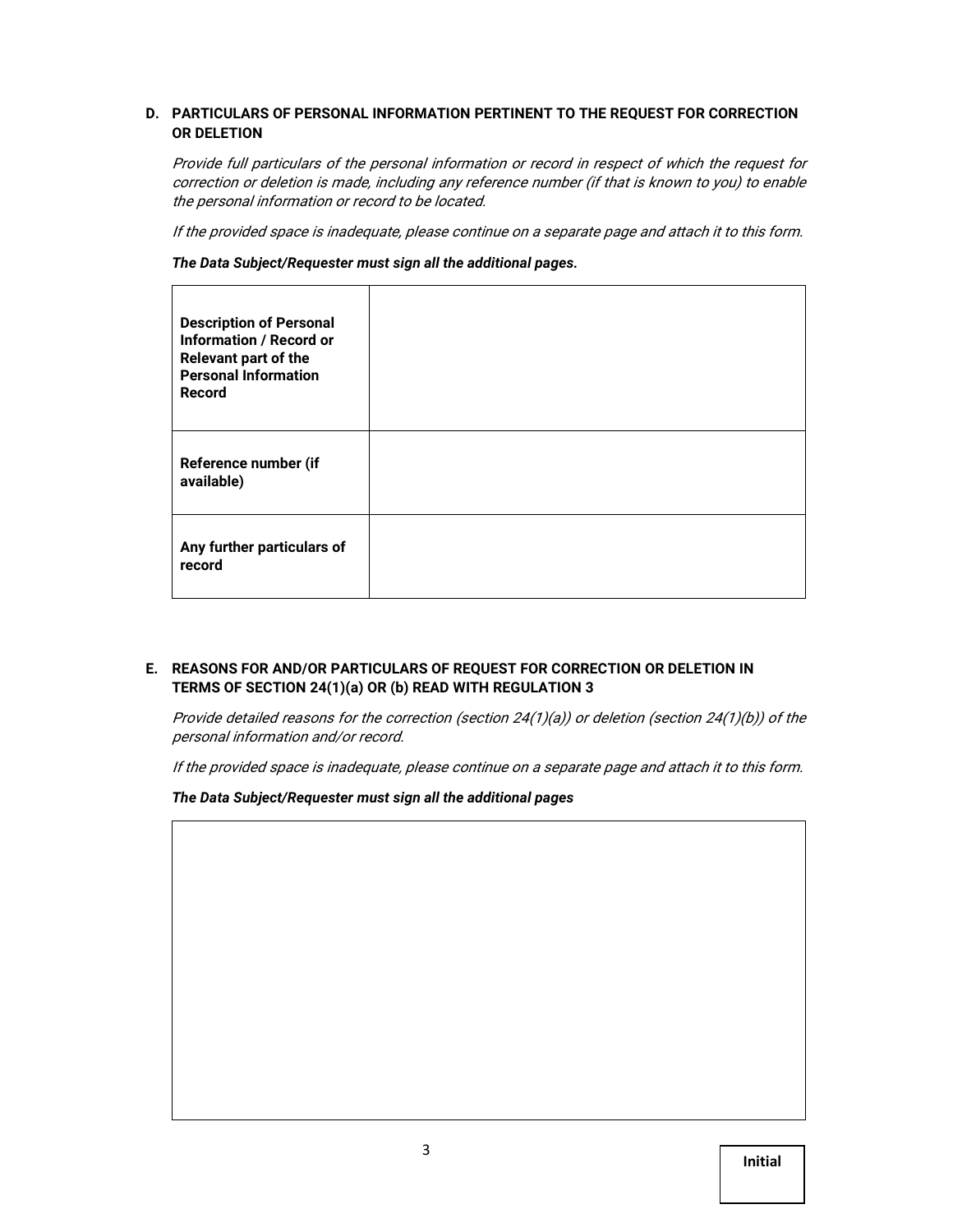**D. PARTICULARS OF PERSONAL INFORMATION PERTINENT TO THE REQUEST FOR CORRECTION OR DELETION**

*Provide full particulars of the personal information or record in respect of which the request for correction or deletion is made, including any reference number (if that is known to you) to enable the personal information or record to be located.*

*If the provided space is inadequate, please continue on a separate page and attach it to this form.*

***The Data Subject/Requester must sign all the additional pages.***

| | |
|---|---|
| **Description of Personal Information / Record or Relevant part of the Personal Information Record** | |
| **Reference number (if available)** | |
| **Any further particulars of record** | |

**E. REASONS FOR AND/OR PARTICULARS OF REQUEST FOR CORRECTION OR DELETION IN TERMS OF SECTION 24(1)(a) OR (b) READ WITH REGULATION 3**

*Provide detailed reasons for the correction (section 24(1)(a)) or deletion (section 24(1)(b)) of the personal information and/or record.*

*If the provided space is inadequate, please continue on a separate page and attach it to this form.*

***The Data Subject/Requester must sign all the additional pages***

| |
|---|
| |

**Initial**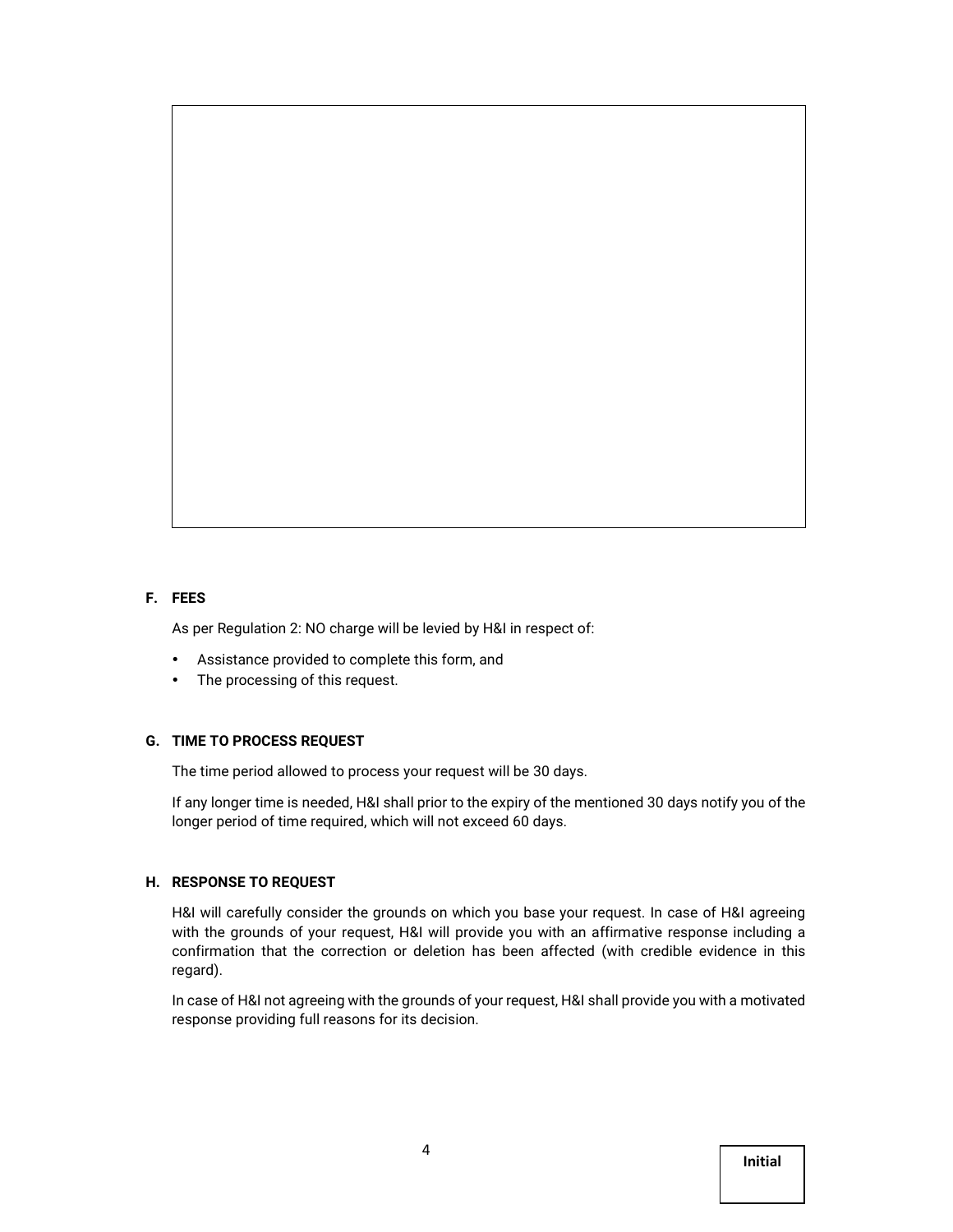## F. FEES

As per Regulation 2: NO charge will be levied by H&I in respect of:

- Assistance provided to complete this form, and
- The processing of this request.

## G. TIME TO PROCESS REQUEST

The time period allowed to process your request will be 30 days.

If any longer time is needed, H&I shall prior to the expiry of the mentioned 30 days notify you of the longer period of time required, which will not exceed 60 days.

## H. RESPONSE TO REQUEST

H&I will carefully consider the grounds on which you base your request. In case of H&I agreeing with the grounds of your request, H&I will provide you with an affirmative response including a confirmation that the correction or deletion has been affected (with credible evidence in this regard).

In case of H&I not agreeing with the grounds of your request, H&I shall provide you with a motivated response providing full reasons for its decision.

**Initial**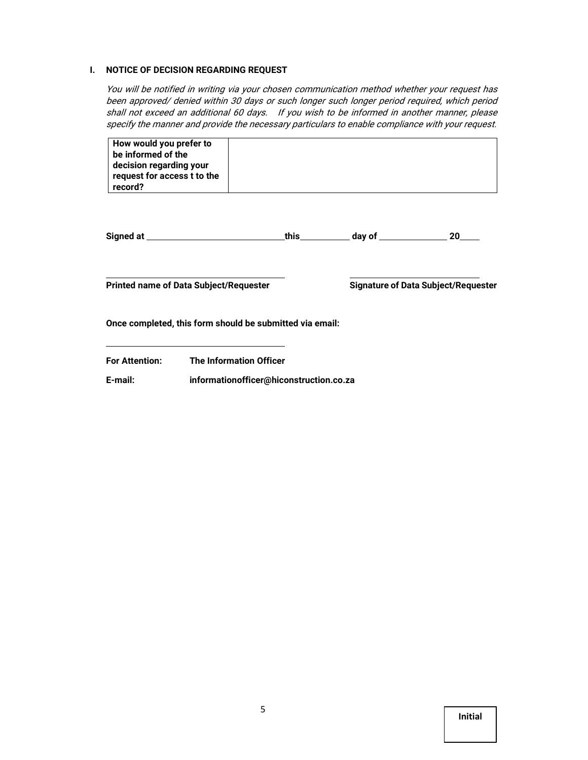### I. NOTICE OF DECISION REGARDING REQUEST

*You will be notified in writing via your chosen communication method whether your request has been approved/ denied within 30 days or such longer such longer period required, which period shall not exceed an additional 60 days. If you wish to be informed in another manner, please specify the manner and provide the necessary particulars to enable compliance with your request.*

| | |
|---|---|
| **How would you prefer to be informed of the decision regarding your request for access t to the record?** | |

**Signed at** ______________________________ **this** __________ **day of** ______________ **20**____

_______________________________________

**Printed name of Data Subject/Requester**

_______________________________________

**Signature of Data Subject/Requester**

**Once completed, this form should be submitted via email:**

_______________________________________

**For Attention:** **The Information Officer**

**E-mail:** **informationofficer@hiconstruction.co.za**

| **Initial** |
|---|
| |